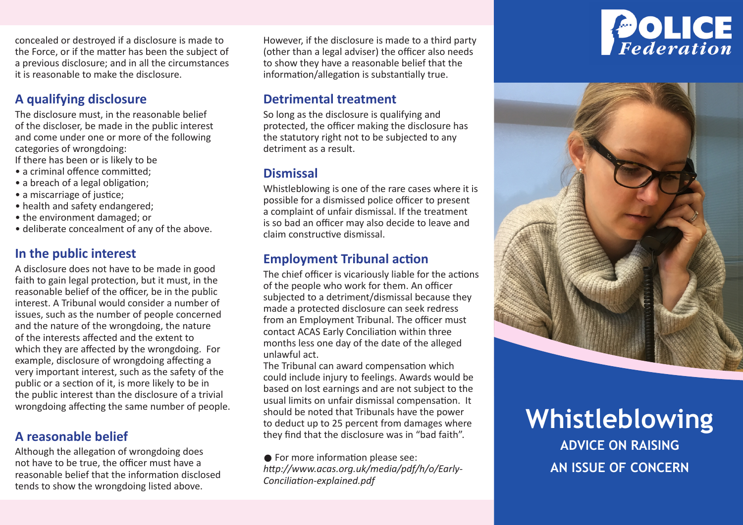concealed or destroyed if a disclosure is made to the Force, or if the matter has been the subject of a previous disclosure; and in all the circumstances it is reasonable to make the disclosure.

## A qualifying disclosure

The disclosure must, in the reasonable belief of the discloser, be made in the public interest and come under one or more of the following categories of wrongdoing:

If there has been or is likely to be

- a criminal offence committed;
- a breach of a legal obligation;
- a miscarriage of justice;
- health and safety endangered;
- the environment damaged; or
- deliberate concealment of any of the above.

## In the public interest

A disclosure does not have to be made in good faith to gain legal protection, but it must, in the reasonable belief of the officer, be in the public interest. A Tribunal would consider a number of issues, such as the number of people concerned and the nature of the wrongdoing, the nature of the interests affected and the extent to which they are affected by the wrongdoing. For example, disclosure of wrongdoing affecting a very important interest, such as the safety of the public or a section of it, is more likely to be in the public interest than the disclosure of a trivial wrongdoing affecting the same number of people.

## A reasonable belief

Although the allegation of wrongdoing does not have to be true, the officer must have a reasonable belief that the information disclosed tends to show the wrongdoing listed above.

However, if the disclosure is made to a third party (other than a legal adviser) the officer also needs to show they have a reasonable belief that the information/allegation is substantially true.

## Detrimental treatment

So long as the disclosure is qualifying and protected, the officer making the disclosure has the statutory right not to be subjected to any detriment as a result.

## Dismissal

Whistleblowing is one of the rare cases where it is possible for a dismissed police officer to present a complaint of unfair dismissal. If the treatment is so bad an officer may also decide to leave and claim constructive dismissal.

## Employment Tribunal action

The chief officer is vicariously liable for the actions of the people who work for them. An officer subjected to a detriment/dismissal because they made a protected disclosure can seek redress from an Employment Tribunal. The officer must contact ACAS Early Conciliation within three months less one day of the date of the alleged unlawful act.

The Tribunal can award compensation which could include injury to feelings. Awards would be based on lost earnings and are not subject to the usual limits on unfair dismissal compensation. It should be noted that Tribunals have the power to deduct up to 25 percent from damages where they find that the disclosure was in "bad faith".

- For more information please see: *http://www.acas.org.uk/media/pdf/h/o/Early-Conciliation-explained.pdf*

POLICE Federation

# Whistleblowing

**ADVICE ON RAISING AN ISSUE OF CONCERN**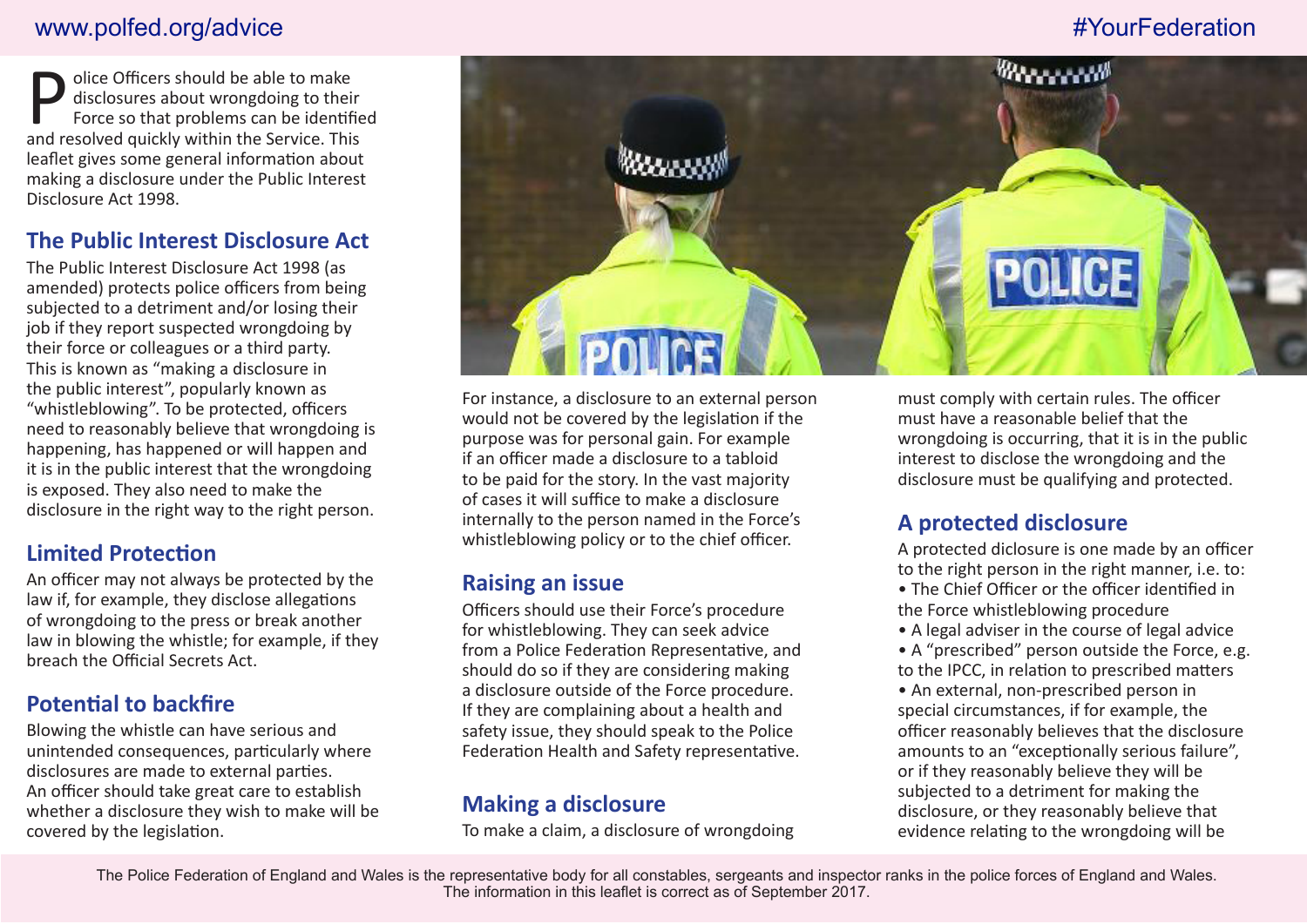Police Officers should be able to make disclosures about wrongdoing to their Force so that problems can be identified and resolved quickly within the Service. This leaflet gives some general information about making a disclosure under the Public Interest Disclosure Act 1998.

## The Public Interest Disclosure Act

The Public Interest Disclosure Act 1998 (as amended) protects police officers from being subjected to a detriment and/or losing their job if they report suspected wrongdoing by their force or colleagues or a third party. This is known as "making a disclosure in the public interest", popularly known as "whistleblowing". To be protected, officers need to reasonably believe that wrongdoing is happening, has happened or will happen and it is in the public interest that the wrongdoing is exposed. They also need to make the disclosure in the right way to the right person.

## Limited Protection

An officer may not always be protected by the law if, for example, they disclose allegations of wrongdoing to the press or break another law in blowing the whistle; for example, if they breach the Official Secrets Act.

## Potential to backfire

Blowing the whistle can have serious and unintended consequences, particularly where disclosures are made to external parties. An officer should take great care to establish whether a disclosure they wish to make will be covered by the legislation.

For instance, a disclosure to an external person would not be covered by the legislation if the purpose was for personal gain. For example if an officer made a disclosure to a tabloid to be paid for the story. In the vast majority of cases it will suffice to make a disclosure internally to the person named in the Force's whistleblowing policy or to the chief officer.

## Raising an issue

Officers should use their Force's procedure for whistleblowing. They can seek advice from a Police Federation Representative, and should do so if they are considering making a disclosure outside of the Force procedure. If they are complaining about a health and safety issue, they should speak to the Police Federation Health and Safety representative.

## Making a disclosure

To make a claim, a disclosure of wrongdoing must comply with certain rules. The officer must have a reasonable belief that the wrongdoing is occurring, that it is in the public interest to disclose the wrongdoing and the disclosure must be qualifying and protected.

## A protected disclosure

A protected diclosure is one made by an officer to the right person in the right manner, i.e. to:

- The Chief Officer or the officer identified in the Force whistleblowing procedure
- A legal adviser in the course of legal advice
- A "prescribed" person outside the Force, e.g. to the IPCC, in relation to prescribed matters
- An external, non-prescribed person in special circumstances, if for example, the officer reasonably believes that the disclosure amounts to an "exceptionally serious failure", or if they reasonably believe they will be subjected to a detriment for making the disclosure, or they reasonably believe that evidence relating to the wrongdoing will be

The Police Federation of England and Wales is the representative body for all constables, sergeants and inspector ranks in the police forces of England and Wales.
The information in this leaflet is correct as of September 2017.